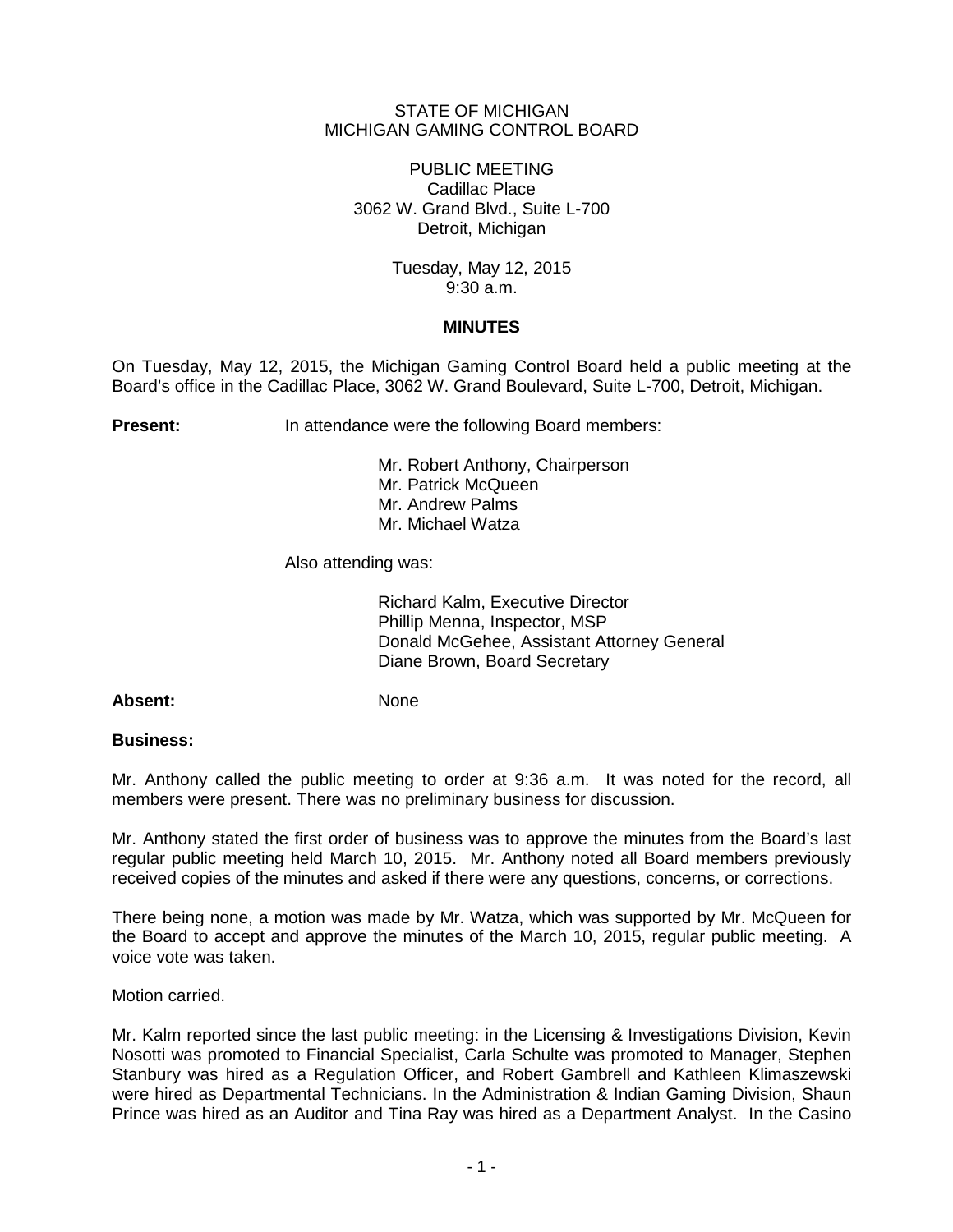STATE OF MICHIGAN
MICHIGAN GAMING CONTROL BOARD

PUBLIC MEETING
Cadillac Place
3062 W. Grand Blvd., Suite L-700
Detroit, Michigan

Tuesday, May 12, 2015
9:30 a.m.

## MINUTES

On Tuesday, May 12, 2015, the Michigan Gaming Control Board held a public meeting at the Board's office in the Cadillac Place, 3062 W. Grand Boulevard, Suite L-700, Detroit, Michigan.

**Present:** In attendance were the following Board members:

Mr. Robert Anthony, Chairperson
Mr. Patrick McQueen
Mr. Andrew Palms
Mr. Michael Watza

Also attending was:

Richard Kalm, Executive Director
Phillip Menna, Inspector, MSP
Donald McGehee, Assistant Attorney General
Diane Brown, Board Secretary

**Absent:** None

**Business:**

Mr. Anthony called the public meeting to order at 9:36 a.m. It was noted for the record, all members were present. There was no preliminary business for discussion.

Mr. Anthony stated the first order of business was to approve the minutes from the Board's last regular public meeting held March 10, 2015. Mr. Anthony noted all Board members previously received copies of the minutes and asked if there were any questions, concerns, or corrections.

There being none, a motion was made by Mr. Watza, which was supported by Mr. McQueen for the Board to accept and approve the minutes of the March 10, 2015, regular public meeting. A voice vote was taken.

Motion carried.

Mr. Kalm reported since the last public meeting: in the Licensing & Investigations Division, Kevin Nosotti was promoted to Financial Specialist, Carla Schulte was promoted to Manager, Stephen Stanbury was hired as a Regulation Officer, and Robert Gambrell and Kathleen Klimaszewski were hired as Departmental Technicians. In the Administration & Indian Gaming Division, Shaun Prince was hired as an Auditor and Tina Ray was hired as a Department Analyst. In the Casino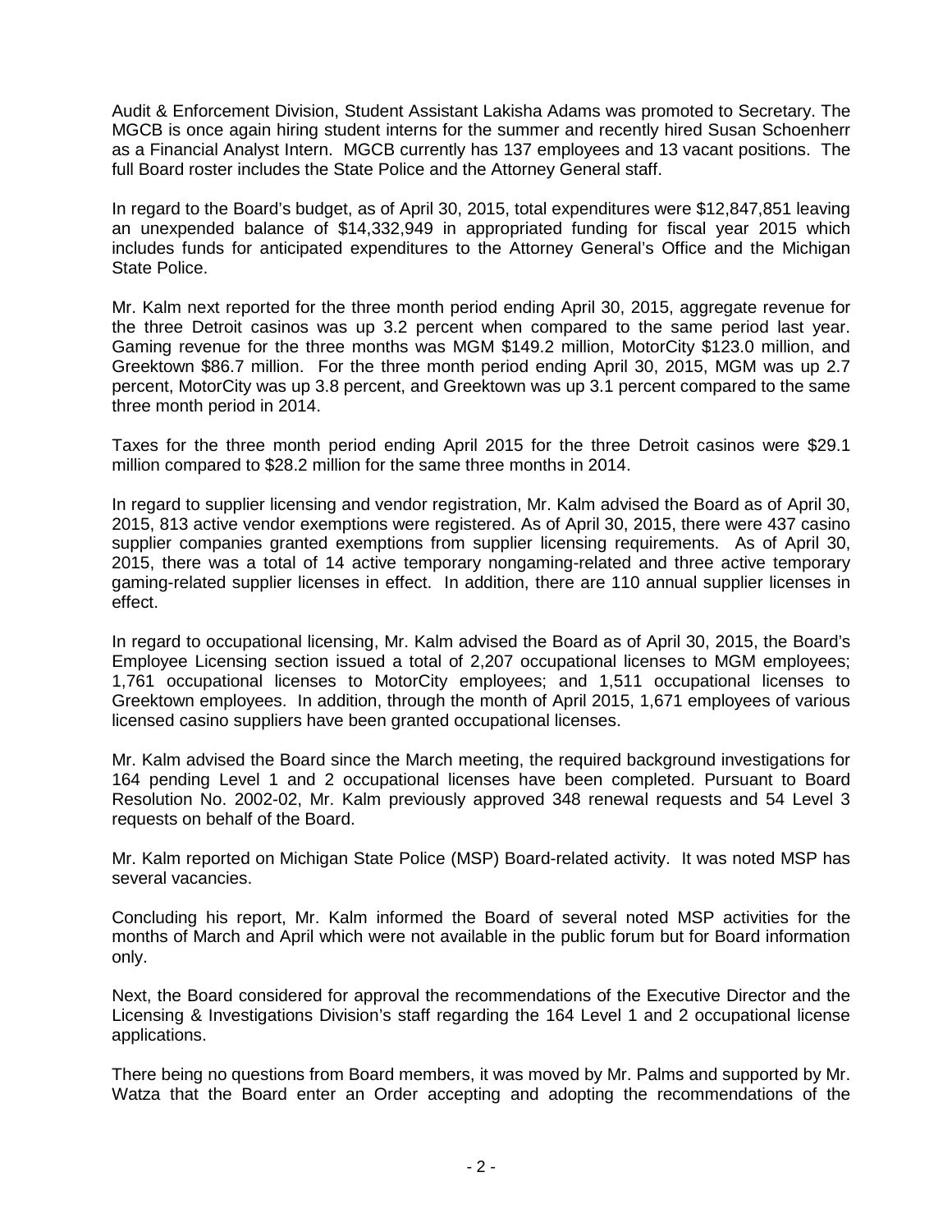Audit & Enforcement Division, Student Assistant Lakisha Adams was promoted to Secretary. The MGCB is once again hiring student interns for the summer and recently hired Susan Schoenherr as a Financial Analyst Intern. MGCB currently has 137 employees and 13 vacant positions. The full Board roster includes the State Police and the Attorney General staff.

In regard to the Board's budget, as of April 30, 2015, total expenditures were $12,847,851 leaving an unexpended balance of $14,332,949 in appropriated funding for fiscal year 2015 which includes funds for anticipated expenditures to the Attorney General's Office and the Michigan State Police.

Mr. Kalm next reported for the three month period ending April 30, 2015, aggregate revenue for the three Detroit casinos was up 3.2 percent when compared to the same period last year. Gaming revenue for the three months was MGM $149.2 million, MotorCity $123.0 million, and Greektown $86.7 million. For the three month period ending April 30, 2015, MGM was up 2.7 percent, MotorCity was up 3.8 percent, and Greektown was up 3.1 percent compared to the same three month period in 2014.

Taxes for the three month period ending April 2015 for the three Detroit casinos were $29.1 million compared to $28.2 million for the same three months in 2014.

In regard to supplier licensing and vendor registration, Mr. Kalm advised the Board as of April 30, 2015, 813 active vendor exemptions were registered. As of April 30, 2015, there were 437 casino supplier companies granted exemptions from supplier licensing requirements. As of April 30, 2015, there was a total of 14 active temporary nongaming-related and three active temporary gaming-related supplier licenses in effect. In addition, there are 110 annual supplier licenses in effect.

In regard to occupational licensing, Mr. Kalm advised the Board as of April 30, 2015, the Board's Employee Licensing section issued a total of 2,207 occupational licenses to MGM employees; 1,761 occupational licenses to MotorCity employees; and 1,511 occupational licenses to Greektown employees. In addition, through the month of April 2015, 1,671 employees of various licensed casino suppliers have been granted occupational licenses.

Mr. Kalm advised the Board since the March meeting, the required background investigations for 164 pending Level 1 and 2 occupational licenses have been completed. Pursuant to Board Resolution No. 2002-02, Mr. Kalm previously approved 348 renewal requests and 54 Level 3 requests on behalf of the Board.

Mr. Kalm reported on Michigan State Police (MSP) Board-related activity. It was noted MSP has several vacancies.

Concluding his report, Mr. Kalm informed the Board of several noted MSP activities for the months of March and April which were not available in the public forum but for Board information only.

Next, the Board considered for approval the recommendations of the Executive Director and the Licensing & Investigations Division's staff regarding the 164 Level 1 and 2 occupational license applications.

There being no questions from Board members, it was moved by Mr. Palms and supported by Mr. Watza that the Board enter an Order accepting and adopting the recommendations of the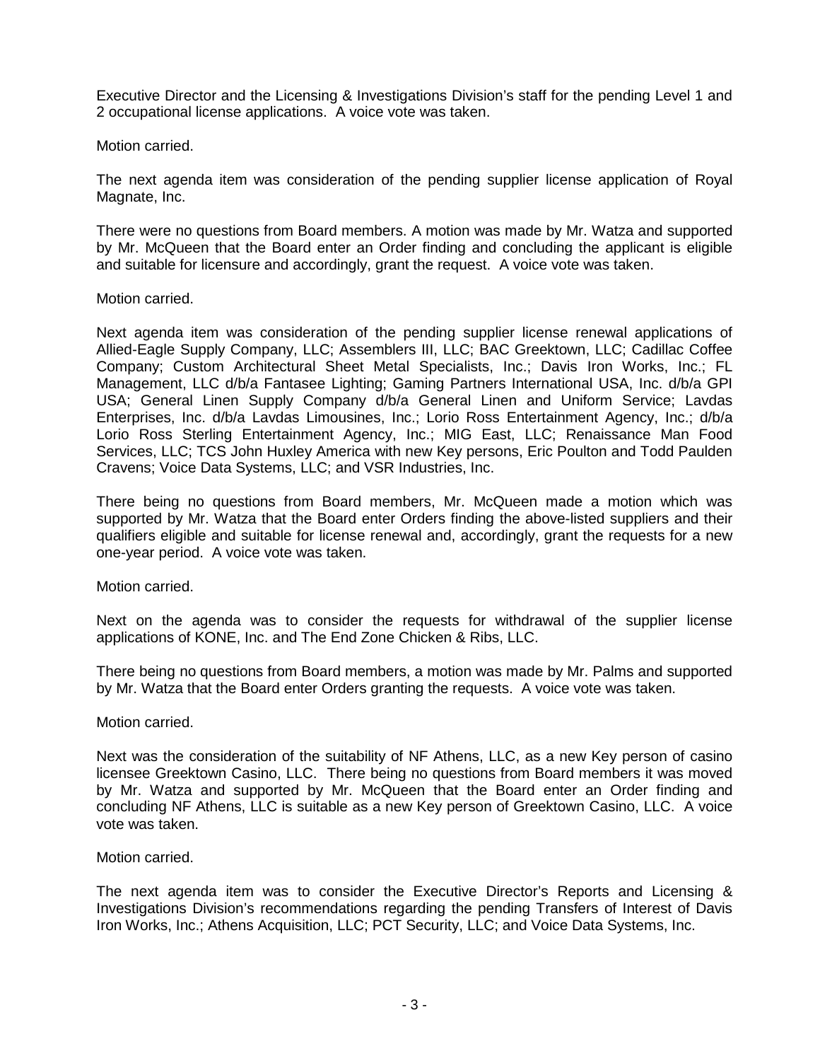Executive Director and the Licensing & Investigations Division's staff for the pending Level 1 and 2 occupational license applications. A voice vote was taken.

Motion carried.

The next agenda item was consideration of the pending supplier license application of Royal Magnate, Inc.

There were no questions from Board members. A motion was made by Mr. Watza and supported by Mr. McQueen that the Board enter an Order finding and concluding the applicant is eligible and suitable for licensure and accordingly, grant the request. A voice vote was taken.

Motion carried.

Next agenda item was consideration of the pending supplier license renewal applications of Allied-Eagle Supply Company, LLC; Assemblers III, LLC; BAC Greektown, LLC; Cadillac Coffee Company; Custom Architectural Sheet Metal Specialists, Inc.; Davis Iron Works, Inc.; FL Management, LLC d/b/a Fantasee Lighting; Gaming Partners International USA, Inc. d/b/a GPI USA; General Linen Supply Company d/b/a General Linen and Uniform Service; Lavdas Enterprises, Inc. d/b/a Lavdas Limousines, Inc.; Lorio Ross Entertainment Agency, Inc.; d/b/a Lorio Ross Sterling Entertainment Agency, Inc.; MIG East, LLC; Renaissance Man Food Services, LLC; TCS John Huxley America with new Key persons, Eric Poulton and Todd Paulden Cravens; Voice Data Systems, LLC; and VSR Industries, Inc.

There being no questions from Board members, Mr. McQueen made a motion which was supported by Mr. Watza that the Board enter Orders finding the above-listed suppliers and their qualifiers eligible and suitable for license renewal and, accordingly, grant the requests for a new one-year period. A voice vote was taken.

Motion carried.

Next on the agenda was to consider the requests for withdrawal of the supplier license applications of KONE, Inc. and The End Zone Chicken & Ribs, LLC.

There being no questions from Board members, a motion was made by Mr. Palms and supported by Mr. Watza that the Board enter Orders granting the requests. A voice vote was taken.

Motion carried.

Next was the consideration of the suitability of NF Athens, LLC, as a new Key person of casino licensee Greektown Casino, LLC. There being no questions from Board members it was moved by Mr. Watza and supported by Mr. McQueen that the Board enter an Order finding and concluding NF Athens, LLC is suitable as a new Key person of Greektown Casino, LLC. A voice vote was taken.

Motion carried.

The next agenda item was to consider the Executive Director's Reports and Licensing & Investigations Division's recommendations regarding the pending Transfers of Interest of Davis Iron Works, Inc.; Athens Acquisition, LLC; PCT Security, LLC; and Voice Data Systems, Inc.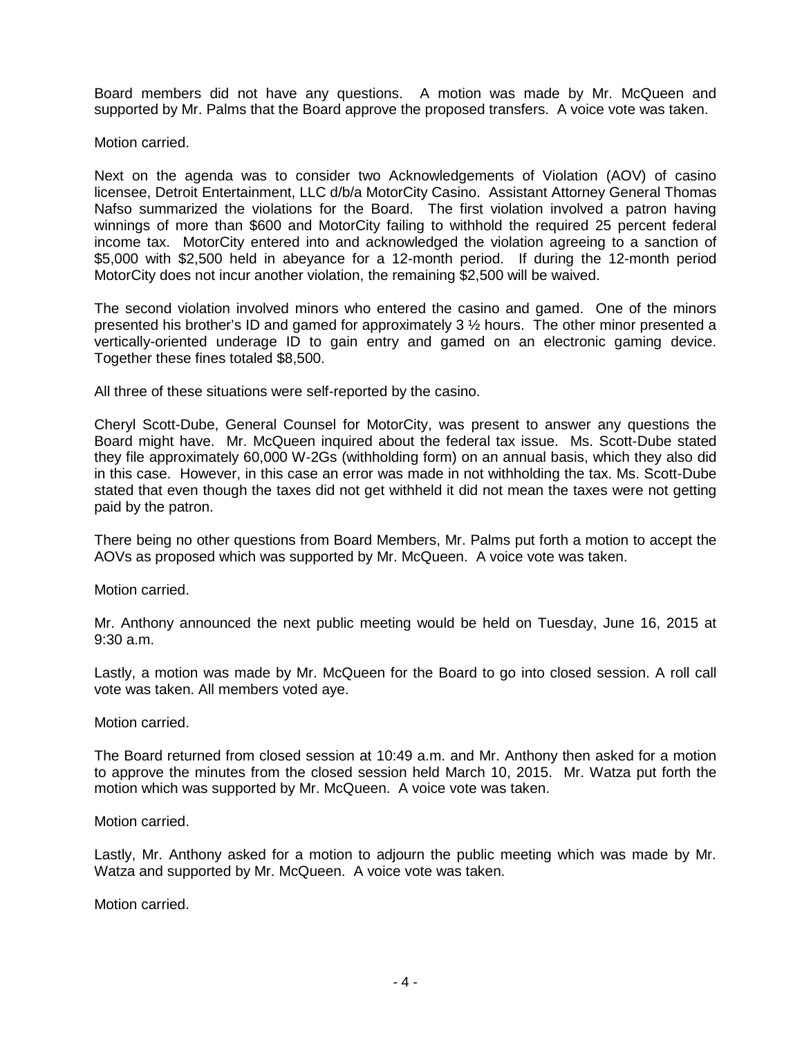Board members did not have any questions. A motion was made by Mr. McQueen and supported by Mr. Palms that the Board approve the proposed transfers. A voice vote was taken.

Motion carried.

Next on the agenda was to consider two Acknowledgements of Violation (AOV) of casino licensee, Detroit Entertainment, LLC d/b/a MotorCity Casino. Assistant Attorney General Thomas Nafso summarized the violations for the Board. The first violation involved a patron having winnings of more than $600 and MotorCity failing to withhold the required 25 percent federal income tax. MotorCity entered into and acknowledged the violation agreeing to a sanction of $5,000 with $2,500 held in abeyance for a 12-month period. If during the 12-month period MotorCity does not incur another violation, the remaining $2,500 will be waived.

The second violation involved minors who entered the casino and gamed. One of the minors presented his brother's ID and gamed for approximately 3 ½ hours. The other minor presented a vertically-oriented underage ID to gain entry and gamed on an electronic gaming device. Together these fines totaled $8,500.

All three of these situations were self-reported by the casino.

Cheryl Scott-Dube, General Counsel for MotorCity, was present to answer any questions the Board might have. Mr. McQueen inquired about the federal tax issue. Ms. Scott-Dube stated they file approximately 60,000 W-2Gs (withholding form) on an annual basis, which they also did in this case. However, in this case an error was made in not withholding the tax. Ms. Scott-Dube stated that even though the taxes did not get withheld it did not mean the taxes were not getting paid by the patron.

There being no other questions from Board Members, Mr. Palms put forth a motion to accept the AOVs as proposed which was supported by Mr. McQueen. A voice vote was taken.

Motion carried.

Mr. Anthony announced the next public meeting would be held on Tuesday, June 16, 2015 at 9:30 a.m.

Lastly, a motion was made by Mr. McQueen for the Board to go into closed session. A roll call vote was taken. All members voted aye.

Motion carried.

The Board returned from closed session at 10:49 a.m. and Mr. Anthony then asked for a motion to approve the minutes from the closed session held March 10, 2015. Mr. Watza put forth the motion which was supported by Mr. McQueen. A voice vote was taken.

Motion carried.

Lastly, Mr. Anthony asked for a motion to adjourn the public meeting which was made by Mr. Watza and supported by Mr. McQueen. A voice vote was taken.

Motion carried.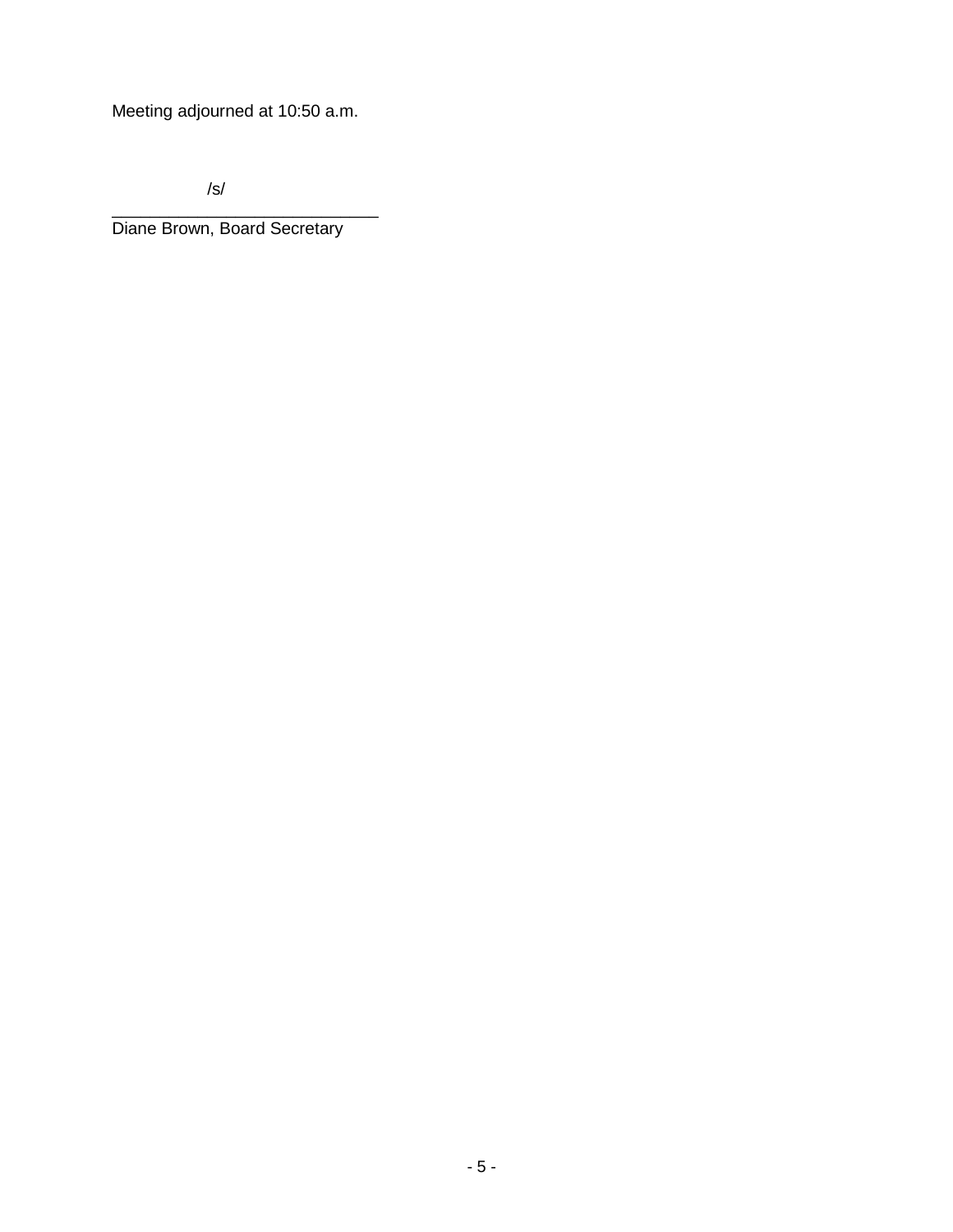Meeting adjourned at 10:50 a.m.

/s/

\_\_\_\_\_\_\_\_\_\_\_\_\_\_\_\_\_\_\_\_\_\_\_\_\_\_\_\_\_\_

Diane Brown, Board Secretary